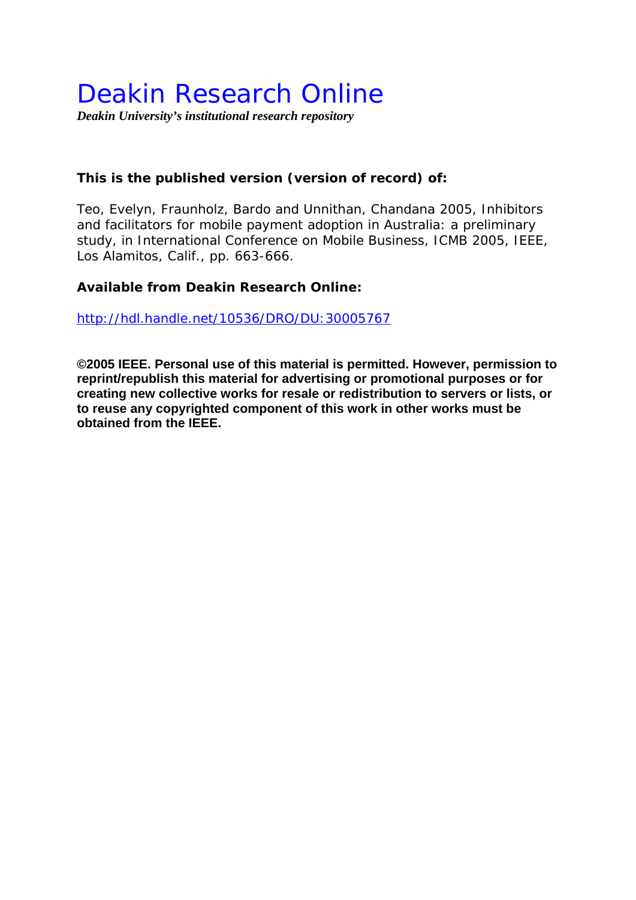# Deakin Research Online

***Deakin University's institutional research repository***

**This is the published version (version of record) of:**

Teo, Evelyn, Fraunholz, Bardo and Unnithan, Chandana 2005, Inhibitors and facilitators for mobile payment adoption in Australia: a preliminary study, in International Conference on Mobile Business, ICMB 2005, IEEE, Los Alamitos, Calif., pp. 663-666.

**Available from Deakin Research Online:**

http://hdl.handle.net/10536/DRO/DU:30005767

**©2005 IEEE. Personal use of this material is permitted. However, permission to reprint/republish this material for advertising or promotional purposes or for creating new collective works for resale or redistribution to servers or lists, or to reuse any copyrighted component of this work in other works must be obtained from the IEEE.**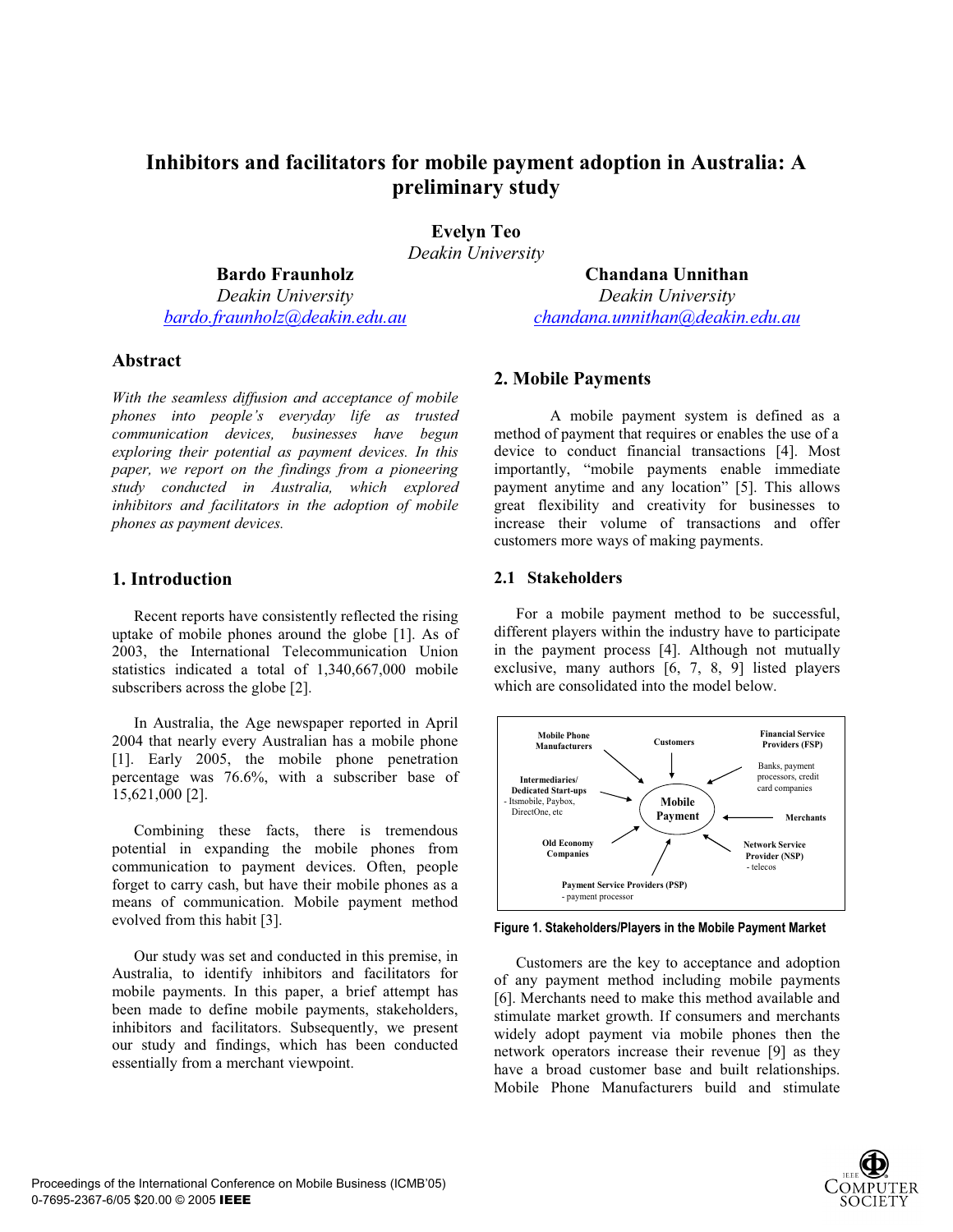# Inhibitors and facilitators for mobile payment adoption in Australia: A preliminary study

**Evelyn Teo**
*Deakin University*

**Bardo Fraunholz**
*Deakin University*
bardo.fraunholz@deakin.edu.au

**Chandana Unnithan**
*Deakin University*
chandana.unnithan@deakin.edu.au

## Abstract

*With the seamless diffusion and acceptance of mobile phones into people's everyday life as trusted communication devices, businesses have begun exploring their potential as payment devices. In this paper, we report on the findings from a pioneering study conducted in Australia, which explored inhibitors and facilitators in the adoption of mobile phones as payment devices.*

## 1. Introduction

Recent reports have consistently reflected the rising uptake of mobile phones around the globe [1]. As of 2003, the International Telecommunication Union statistics indicated a total of 1,340,667,000 mobile subscribers across the globe [2].

In Australia, the Age newspaper reported in April 2004 that nearly every Australian has a mobile phone [1]. Early 2005, the mobile phone penetration percentage was 76.6%, with a subscriber base of 15,621,000 [2].

Combining these facts, there is tremendous potential in expanding the mobile phones from communication to payment devices. Often, people forget to carry cash, but have their mobile phones as a means of communication. Mobile payment method evolved from this habit [3].

Our study was set and conducted in this premise, in Australia, to identify inhibitors and facilitators for mobile payments. In this paper, a brief attempt has been made to define mobile payments, stakeholders, inhibitors and facilitators. Subsequently, we present our study and findings, which has been conducted essentially from a merchant viewpoint.

## 2. Mobile Payments

A mobile payment system is defined as a method of payment that requires or enables the use of a device to conduct financial transactions [4]. Most importantly, "mobile payments enable immediate payment anytime and any location" [5]. This allows great flexibility and creativity for businesses to increase their volume of transactions and offer customers more ways of making payments.

### 2.1 Stakeholders

For a mobile payment method to be successful, different players within the industry have to participate in the payment process [4]. Although not mutually exclusive, many authors [6, 7, 8, 9] listed players which are consolidated into the model below.

Mobile Phone Manufacturers; Customers; Financial Service Providers (FSP) – Banks, payment processors, credit card companies; Intermediaries/ Dedicated Start-ups – Itsmobile, Paybox, DirectOne, etc; Mobile Payment; Merchants; Old Economy Companies; Network Service Provider (NSP) – telecos; Payment Service Providers (PSP) – payment processor

Figure 1. Stakeholders/Players in the Mobile Payment Market

Customers are the key to acceptance and adoption of any payment method including mobile payments [6]. Merchants need to make this method available and stimulate market growth. If consumers and merchants widely adopt payment via mobile phones then the network operators increase their revenue [9] as they have a broad customer base and built relationships. Mobile Phone Manufacturers build and stimulate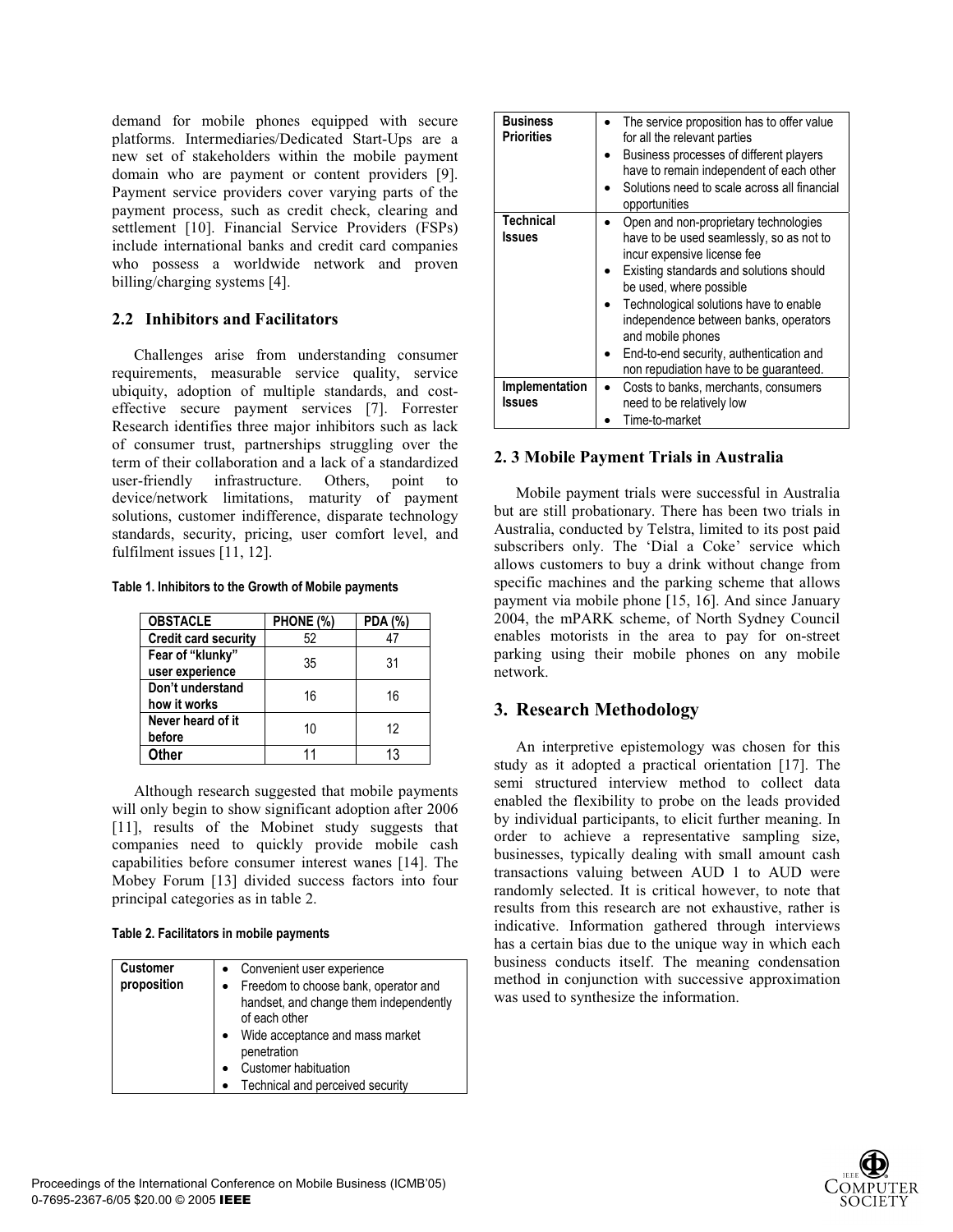demand for mobile phones equipped with secure platforms. Intermediaries/Dedicated Start-Ups are a new set of stakeholders within the mobile payment domain who are payment or content providers [9]. Payment service providers cover varying parts of the payment process, such as credit check, clearing and settlement [10]. Financial Service Providers (FSPs) include international banks and credit card companies who possess a worldwide network and proven billing/charging systems [4].

## 2.2 Inhibitors and Facilitators

Challenges arise from understanding consumer requirements, measurable service quality, service ubiquity, adoption of multiple standards, and cost-effective secure payment services [7]. Forrester Research identifies three major inhibitors such as lack of consumer trust, partnerships struggling over the term of their collaboration and a lack of a standardized user-friendly infrastructure. Others, point to device/network limitations, maturity of payment solutions, customer indifference, disparate technology standards, security, pricing, user comfort level, and fulfilment issues [11, 12].

**Table 1. Inhibitors to the Growth of Mobile payments**

| OBSTACLE | PHONE (%) | PDA (%) |
|---|---|---|
| Credit card security | 52 | 47 |
| Fear of "klunky" user experience | 35 | 31 |
| Don't understand how it works | 16 | 16 |
| Never heard of it before | 10 | 12 |
| Other | 11 | 13 |

Although research suggested that mobile payments will only begin to show significant adoption after 2006 [11], results of the Mobinet study suggests that companies need to quickly provide mobile cash capabilities before consumer interest wanes [14]. The Mobey Forum [13] divided success factors into four principal categories as in table 2.

**Table 2. Facilitators in mobile payments**

| | |
|---|---|
| **Customer proposition** | • Convenient user experience<br>• Freedom to choose bank, operator and handset, and change them independently of each other<br>• Wide acceptance and mass market penetration<br>• Customer habituation<br>• Technical and perceived security |
| **Business Priorities** | • The service proposition has to offer value for all the relevant parties<br>• Business processes of different players have to remain independent of each other<br>• Solutions need to scale across all financial opportunities |
| **Technical Issues** | • Open and non-proprietary technologies have to be used seamlessly, so as not to incur expensive license fee<br>• Existing standards and solutions should be used, where possible<br>• Technological solutions have to enable independence between banks, operators and mobile phones<br>• End-to-end security, authentication and non repudiation have to be guaranteed. |
| **Implementation Issues** | • Costs to banks, merchants, consumers need to be relatively low<br>• Time-to-market |

## 2. 3 Mobile Payment Trials in Australia

Mobile payment trials were successful in Australia but are still probationary. There has been two trials in Australia, conducted by Telstra, limited to its post paid subscribers only. The 'Dial a Coke' service which allows customers to buy a drink without change from specific machines and the parking scheme that allows payment via mobile phone [15, 16]. And since January 2004, the mPARK scheme, of North Sydney Council enables motorists in the area to pay for on-street parking using their mobile phones on any mobile network.

# 3. Research Methodology

An interpretive epistemology was chosen for this study as it adopted a practical orientation [17]. The semi structured interview method to collect data enabled the flexibility to probe on the leads provided by individual participants, to elicit further meaning. In order to achieve a representative sampling size, businesses, typically dealing with small amount cash transactions valuing between AUD 1 to AUD were randomly selected. It is critical however, to note that results from this research are not exhaustive, rather is indicative. Information gathered through interviews has a certain bias due to the unique way in which each business conducts itself. The meaning condensation method in conjunction with successive approximation was used to synthesize the information.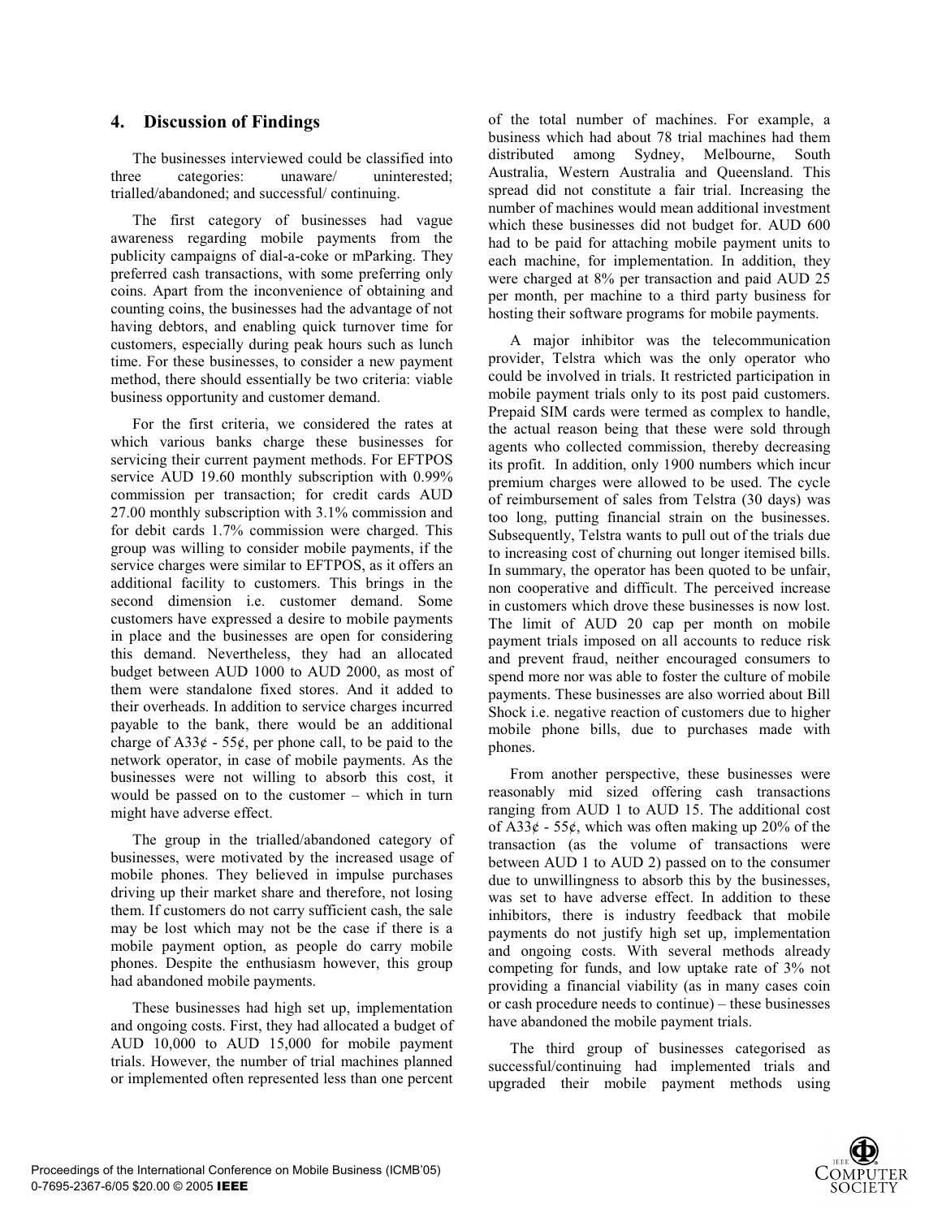## 4. Discussion of Findings

The businesses interviewed could be classified into three categories: unaware/ uninterested; trialled/abandoned; and successful/ continuing.

The first category of businesses had vague awareness regarding mobile payments from the publicity campaigns of dial-a-coke or mParking. They preferred cash transactions, with some preferring only coins. Apart from the inconvenience of obtaining and counting coins, the businesses had the advantage of not having debtors, and enabling quick turnover time for customers, especially during peak hours such as lunch time. For these businesses, to consider a new payment method, there should essentially be two criteria: viable business opportunity and customer demand.

For the first criteria, we considered the rates at which various banks charge these businesses for servicing their current payment methods. For EFTPOS service AUD 19.60 monthly subscription with 0.99% commission per transaction; for credit cards AUD 27.00 monthly subscription with 3.1% commission and for debit cards 1.7% commission were charged. This group was willing to consider mobile payments, if the service charges were similar to EFTPOS, as it offers an additional facility to customers. This brings in the second dimension i.e. customer demand. Some customers have expressed a desire to mobile payments in place and the businesses are open for considering this demand. Nevertheless, they had an allocated budget between AUD 1000 to AUD 2000, as most of them were standalone fixed stores. And it added to their overheads. In addition to service charges incurred payable to the bank, there would be an additional charge of A33¢ - 55¢, per phone call, to be paid to the network operator, in case of mobile payments. As the businesses were not willing to absorb this cost, it would be passed on to the customer – which in turn might have adverse effect.

The group in the trialled/abandoned category of businesses, were motivated by the increased usage of mobile phones. They believed in impulse purchases driving up their market share and therefore, not losing them. If customers do not carry sufficient cash, the sale may be lost which may not be the case if there is a mobile payment option, as people do carry mobile phones. Despite the enthusiasm however, this group had abandoned mobile payments.

These businesses had high set up, implementation and ongoing costs. First, they had allocated a budget of AUD 10,000 to AUD 15,000 for mobile payment trials. However, the number of trial machines planned or implemented often represented less than one percent of the total number of machines. For example, a business which had about 78 trial machines had them distributed among Sydney, Melbourne, South Australia, Western Australia and Queensland. This spread did not constitute a fair trial. Increasing the number of machines would mean additional investment which these businesses did not budget for. AUD 600 had to be paid for attaching mobile payment units to each machine, for implementation. In addition, they were charged at 8% per transaction and paid AUD 25 per month, per machine to a third party business for hosting their software programs for mobile payments.

A major inhibitor was the telecommunication provider, Telstra which was the only operator who could be involved in trials. It restricted participation in mobile payment trials only to its post paid customers. Prepaid SIM cards were termed as complex to handle, the actual reason being that these were sold through agents who collected commission, thereby decreasing its profit. In addition, only 1900 numbers which incur premium charges were allowed to be used. The cycle of reimbursement of sales from Telstra (30 days) was too long, putting financial strain on the businesses. Subsequently, Telstra wants to pull out of the trials due to increasing cost of churning out longer itemised bills. In summary, the operator has been quoted to be unfair, non cooperative and difficult. The perceived increase in customers which drove these businesses is now lost. The limit of AUD 20 cap per month on mobile payment trials imposed on all accounts to reduce risk and prevent fraud, neither encouraged consumers to spend more nor was able to foster the culture of mobile payments. These businesses are also worried about Bill Shock i.e. negative reaction of customers due to higher mobile phone bills, due to purchases made with phones.

From another perspective, these businesses were reasonably mid sized offering cash transactions ranging from AUD 1 to AUD 15. The additional cost of A33¢ - 55¢, which was often making up 20% of the transaction (as the volume of transactions were between AUD 1 to AUD 2) passed on to the consumer due to unwillingness to absorb this by the businesses, was set to have adverse effect. In addition to these inhibitors, there is industry feedback that mobile payments do not justify high set up, implementation and ongoing costs. With several methods already competing for funds, and low uptake rate of 3% not providing a financial viability (as in many cases coin or cash procedure needs to continue) – these businesses have abandoned the mobile payment trials.

The third group of businesses categorised as successful/continuing had implemented trials and upgraded their mobile payment methods using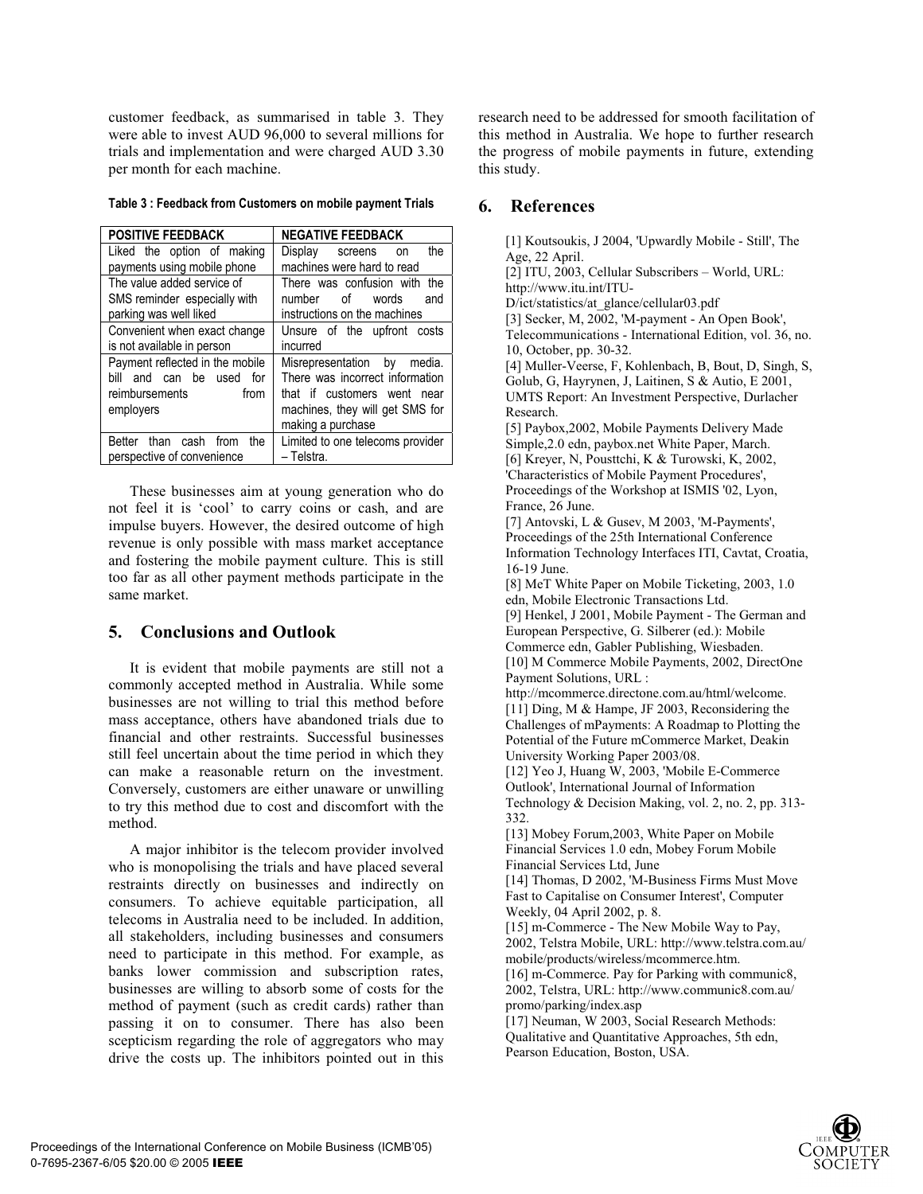customer feedback, as summarised in table 3. They were able to invest AUD 96,000 to several millions for trials and implementation and were charged AUD 3.30 per month for each machine.

**Table 3 : Feedback from Customers on mobile payment Trials**

| POSITIVE FEEDBACK | NEGATIVE FEEDBACK |
|---|---|
| Liked the option of making payments using mobile phone | Display screens on the machines were hard to read |
| The value added service of SMS reminder especially with parking was well liked | There was confusion with the number of words and instructions on the machines |
| Convenient when exact change is not available in person | Unsure of the upfront costs incurred |
| Payment reflected in the mobile bill and can be used for reimbursements from employers | Misrepresentation by media. There was incorrect information that if customers went near machines, they will get SMS for making a purchase |
| Better than cash from the perspective of convenience | Limited to one telecoms provider – Telstra. |

These businesses aim at young generation who do not feel it is 'cool' to carry coins or cash, and are impulse buyers. However, the desired outcome of high revenue is only possible with mass market acceptance and fostering the mobile payment culture. This is still too far as all other payment methods participate in the same market.

## 5. Conclusions and Outlook

It is evident that mobile payments are still not a commonly accepted method in Australia. While some businesses are not willing to trial this method before mass acceptance, others have abandoned trials due to financial and other restraints. Successful businesses still feel uncertain about the time period in which they can make a reasonable return on the investment. Conversely, customers are either unaware or unwilling to try this method due to cost and discomfort with the method.

A major inhibitor is the telecom provider involved who is monopolising the trials and have placed several restraints directly on businesses and indirectly on consumers. To achieve equitable participation, all telecoms in Australia need to be included. In addition, all stakeholders, including businesses and consumers need to participate in this method. For example, as banks lower commission and subscription rates, businesses are willing to absorb some of costs for the method of payment (such as credit cards) rather than passing it on to consumer. There has also been scepticism regarding the role of aggregators who may drive the costs up. The inhibitors pointed out in this research need to be addressed for smooth facilitation of this method in Australia. We hope to further research the progress of mobile payments in future, extending this study.

## 6. References

[1] Koutsoukis, J 2004, 'Upwardly Mobile - Still', The Age, 22 April.

[2] ITU, 2003, Cellular Subscribers – World, URL: http://www.itu.int/ITU-D/ict/statistics/at_glance/cellular03.pdf

[3] Secker, M, 2002, 'M-payment - An Open Book', Telecommunications - International Edition, vol. 36, no. 10, October, pp. 30-32.

[4] Muller-Veerse, F, Kohlenbach, B, Bout, D, Singh, S, Golub, G, Hayrynen, J, Laitinen, S & Autio, E 2001, UMTS Report: An Investment Perspective, Durlacher Research.

[5] Paybox,2002, Mobile Payments Delivery Made Simple,2.0 edn, paybox.net White Paper, March.

[6] Kreyer, N, Pousttchi, K & Turowski, K, 2002, 'Characteristics of Mobile Payment Procedures', Proceedings of the Workshop at ISMIS '02, Lyon, France, 26 June.

[7] Antovski, L & Gusev, M 2003, 'M-Payments', Proceedings of the 25th International Conference Information Technology Interfaces ITI, Cavtat, Croatia, 16-19 June.

[8] MeT White Paper on Mobile Ticketing, 2003, 1.0 edn, Mobile Electronic Transactions Ltd.

[9] Henkel, J 2001, Mobile Payment - The German and European Perspective, G. Silberer (ed.): Mobile Commerce edn, Gabler Publishing, Wiesbaden.

[10] M Commerce Mobile Payments, 2002, DirectOne Payment Solutions, URL : http://mcommerce.directone.com.au/html/welcome.

[11] Ding, M & Hampe, JF 2003, Reconsidering the Challenges of mPayments: A Roadmap to Plotting the Potential of the Future mCommerce Market, Deakin University Working Paper 2003/08.

[12] Yeo J, Huang W, 2003, 'Mobile E-Commerce Outlook', International Journal of Information Technology & Decision Making, vol. 2, no. 2, pp. 313-332.

[13] Mobey Forum,2003, White Paper on Mobile Financial Services 1.0 edn, Mobey Forum Mobile Financial Services Ltd, June

[14] Thomas, D 2002, 'M-Business Firms Must Move Fast to Capitalise on Consumer Interest', Computer Weekly, 04 April 2002, p. 8.

[15] m-Commerce - The New Mobile Way to Pay, 2002, Telstra Mobile, URL: http://www.telstra.com.au/mobile/products/wireless/mcommerce.htm.

[16] m-Commerce. Pay for Parking with communic8, 2002, Telstra, URL: http://www.communic8.com.au/promo/parking/index.asp

[17] Neuman, W 2003, Social Research Methods: Qualitative and Quantitative Approaches, 5th edn, Pearson Education, Boston, USA.